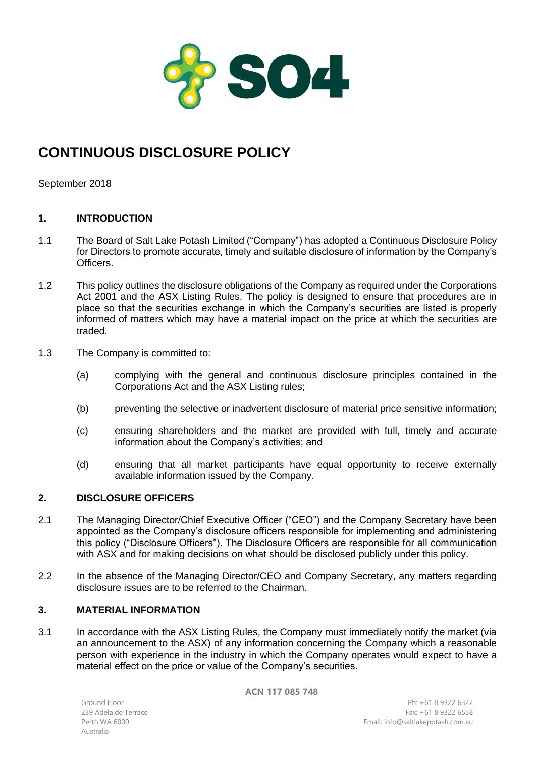# CONTINUOUS DISCLOSURE POLICY

September 2018

## 1. INTRODUCTION

1.1 The Board of Salt Lake Potash Limited ("Company") has adopted a Continuous Disclosure Policy for Directors to promote accurate, timely and suitable disclosure of information by the Company's Officers.

1.2 This policy outlines the disclosure obligations of the Company as required under the Corporations Act 2001 and the ASX Listing Rules. The policy is designed to ensure that procedures are in place so that the securities exchange in which the Company's securities are listed is properly informed of matters which may have a material impact on the price at which the securities are traded.

1.3 The Company is committed to:

(a) complying with the general and continuous disclosure principles contained in the Corporations Act and the ASX Listing rules;

(b) preventing the selective or inadvertent disclosure of material price sensitive information;

(c) ensuring shareholders and the market are provided with full, timely and accurate information about the Company's activities; and

(d) ensuring that all market participants have equal opportunity to receive externally available information issued by the Company.

## 2. DISCLOSURE OFFICERS

2.1 The Managing Director/Chief Executive Officer ("CEO") and the Company Secretary have been appointed as the Company's disclosure officers responsible for implementing and administering this policy ("Disclosure Officers"). The Disclosure Officers are responsible for all communication with ASX and for making decisions on what should be disclosed publicly under this policy.

2.2 In the absence of the Managing Director/CEO and Company Secretary, any matters regarding disclosure issues are to be referred to the Chairman.

## 3. MATERIAL INFORMATION

3.1 In accordance with the ASX Listing Rules, the Company must immediately notify the market (via an announcement to the ASX) of any information concerning the Company which a reasonable person with experience in the industry in which the Company operates would expect to have a material effect on the price or value of the Company's securities.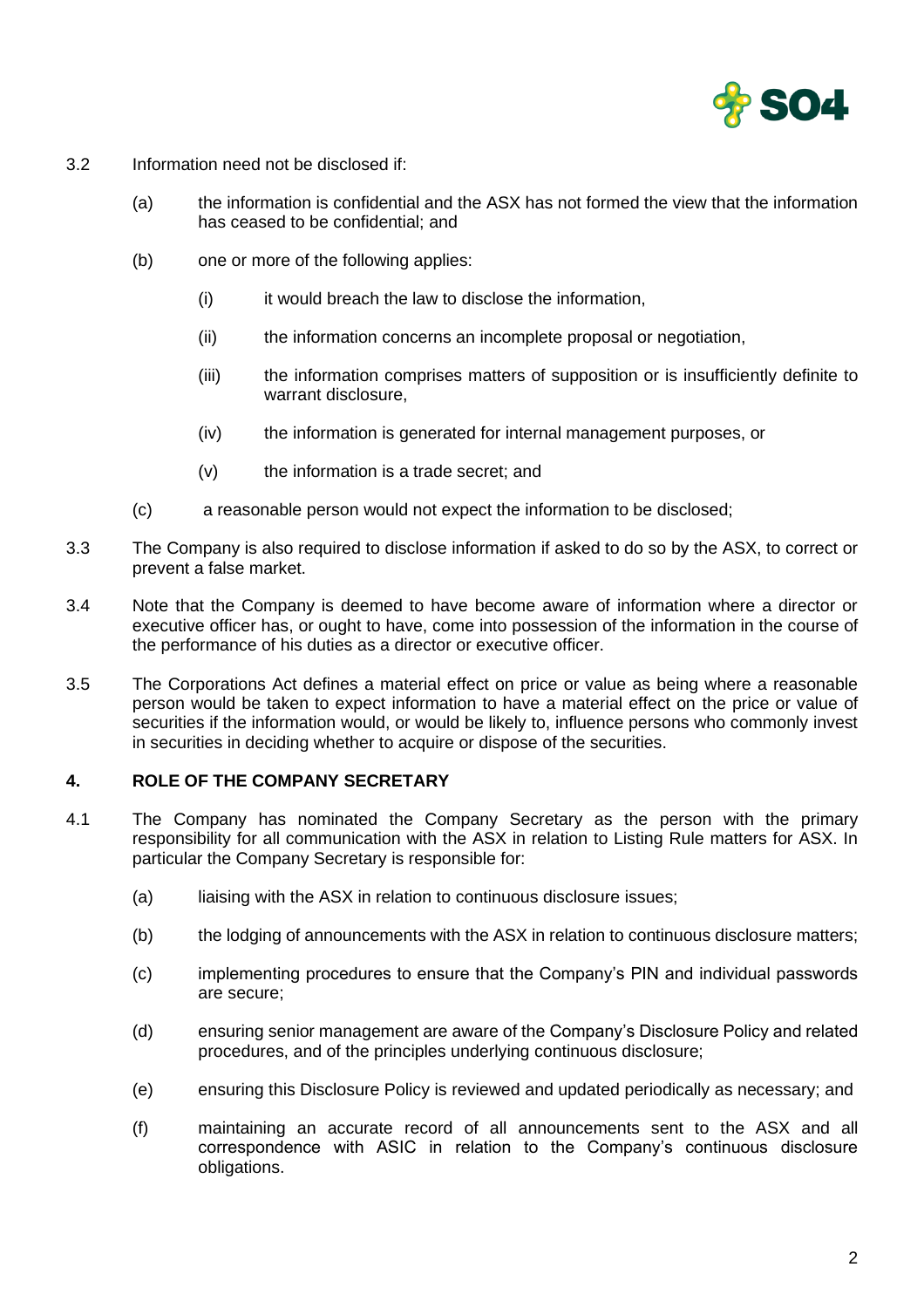3.2 Information need not be disclosed if:

(a) the information is confidential and the ASX has not formed the view that the information has ceased to be confidential; and

(b) one or more of the following applies:

(i) it would breach the law to disclose the information,

(ii) the information concerns an incomplete proposal or negotiation,

(iii) the information comprises matters of supposition or is insufficiently definite to warrant disclosure,

(iv) the information is generated for internal management purposes, or

(v) the information is a trade secret; and

(c) a reasonable person would not expect the information to be disclosed;

3.3 The Company is also required to disclose information if asked to do so by the ASX, to correct or prevent a false market.

3.4 Note that the Company is deemed to have become aware of information where a director or executive officer has, or ought to have, come into possession of the information in the course of the performance of his duties as a director or executive officer.

3.5 The Corporations Act defines a material effect on price or value as being where a reasonable person would be taken to expect information to have a material effect on the price or value of securities if the information would, or would be likely to, influence persons who commonly invest in securities in deciding whether to acquire or dispose of the securities.

## 4. ROLE OF THE COMPANY SECRETARY

4.1 The Company has nominated the Company Secretary as the person with the primary responsibility for all communication with the ASX in relation to Listing Rule matters for ASX. In particular the Company Secretary is responsible for:

(a) liaising with the ASX in relation to continuous disclosure issues;

(b) the lodging of announcements with the ASX in relation to continuous disclosure matters;

(c) implementing procedures to ensure that the Company's PIN and individual passwords are secure;

(d) ensuring senior management are aware of the Company's Disclosure Policy and related procedures, and of the principles underlying continuous disclosure;

(e) ensuring this Disclosure Policy is reviewed and updated periodically as necessary; and

(f) maintaining an accurate record of all announcements sent to the ASX and all correspondence with ASIC in relation to the Company's continuous disclosure obligations.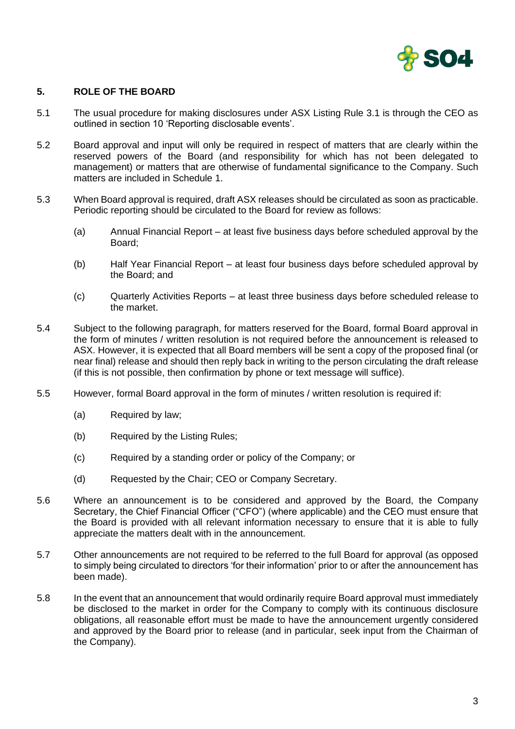## 5. ROLE OF THE BOARD

5.1 The usual procedure for making disclosures under ASX Listing Rule 3.1 is through the CEO as outlined in section 10 'Reporting disclosable events'.

5.2 Board approval and input will only be required in respect of matters that are clearly within the reserved powers of the Board (and responsibility for which has not been delegated to management) or matters that are otherwise of fundamental significance to the Company. Such matters are included in Schedule 1.

5.3 When Board approval is required, draft ASX releases should be circulated as soon as practicable. Periodic reporting should be circulated to the Board for review as follows:

(a) Annual Financial Report – at least five business days before scheduled approval by the Board;

(b) Half Year Financial Report – at least four business days before scheduled approval by the Board; and

(c) Quarterly Activities Reports – at least three business days before scheduled release to the market.

5.4 Subject to the following paragraph, for matters reserved for the Board, formal Board approval in the form of minutes / written resolution is not required before the announcement is released to ASX. However, it is expected that all Board members will be sent a copy of the proposed final (or near final) release and should then reply back in writing to the person circulating the draft release (if this is not possible, then confirmation by phone or text message will suffice).

5.5 However, formal Board approval in the form of minutes / written resolution is required if:

(a) Required by law;

(b) Required by the Listing Rules;

(c) Required by a standing order or policy of the Company; or

(d) Requested by the Chair; CEO or Company Secretary.

5.6 Where an announcement is to be considered and approved by the Board, the Company Secretary, the Chief Financial Officer ("CFO") (where applicable) and the CEO must ensure that the Board is provided with all relevant information necessary to ensure that it is able to fully appreciate the matters dealt with in the announcement.

5.7 Other announcements are not required to be referred to the full Board for approval (as opposed to simply being circulated to directors 'for their information' prior to or after the announcement has been made).

5.8 In the event that an announcement that would ordinarily require Board approval must immediately be disclosed to the market in order for the Company to comply with its continuous disclosure obligations, all reasonable effort must be made to have the announcement urgently considered and approved by the Board prior to release (and in particular, seek input from the Chairman of the Company).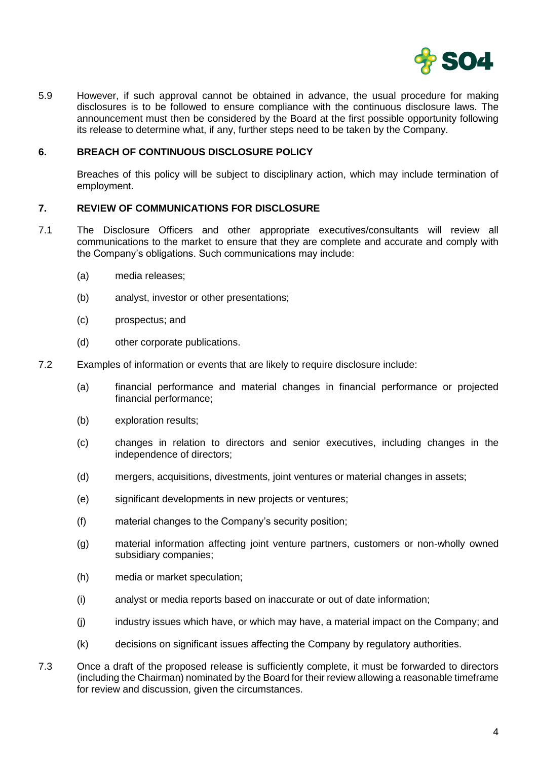5.9 However, if such approval cannot be obtained in advance, the usual procedure for making disclosures is to be followed to ensure compliance with the continuous disclosure laws. The announcement must then be considered by the Board at the first possible opportunity following its release to determine what, if any, further steps need to be taken by the Company.

## 6. BREACH OF CONTINUOUS DISCLOSURE POLICY

Breaches of this policy will be subject to disciplinary action, which may include termination of employment.

## 7. REVIEW OF COMMUNICATIONS FOR DISCLOSURE

7.1 The Disclosure Officers and other appropriate executives/consultants will review all communications to the market to ensure that they are complete and accurate and comply with the Company's obligations. Such communications may include:

(a) media releases;

(b) analyst, investor or other presentations;

(c) prospectus; and

(d) other corporate publications.

7.2 Examples of information or events that are likely to require disclosure include:

(a) financial performance and material changes in financial performance or projected financial performance;

(b) exploration results;

(c) changes in relation to directors and senior executives, including changes in the independence of directors;

(d) mergers, acquisitions, divestments, joint ventures or material changes in assets;

(e) significant developments in new projects or ventures;

(f) material changes to the Company's security position;

(g) material information affecting joint venture partners, customers or non-wholly owned subsidiary companies;

(h) media or market speculation;

(i) analyst or media reports based on inaccurate or out of date information;

(j) industry issues which have, or which may have, a material impact on the Company; and

(k) decisions on significant issues affecting the Company by regulatory authorities.

7.3 Once a draft of the proposed release is sufficiently complete, it must be forwarded to directors (including the Chairman) nominated by the Board for their review allowing a reasonable timeframe for review and discussion, given the circumstances.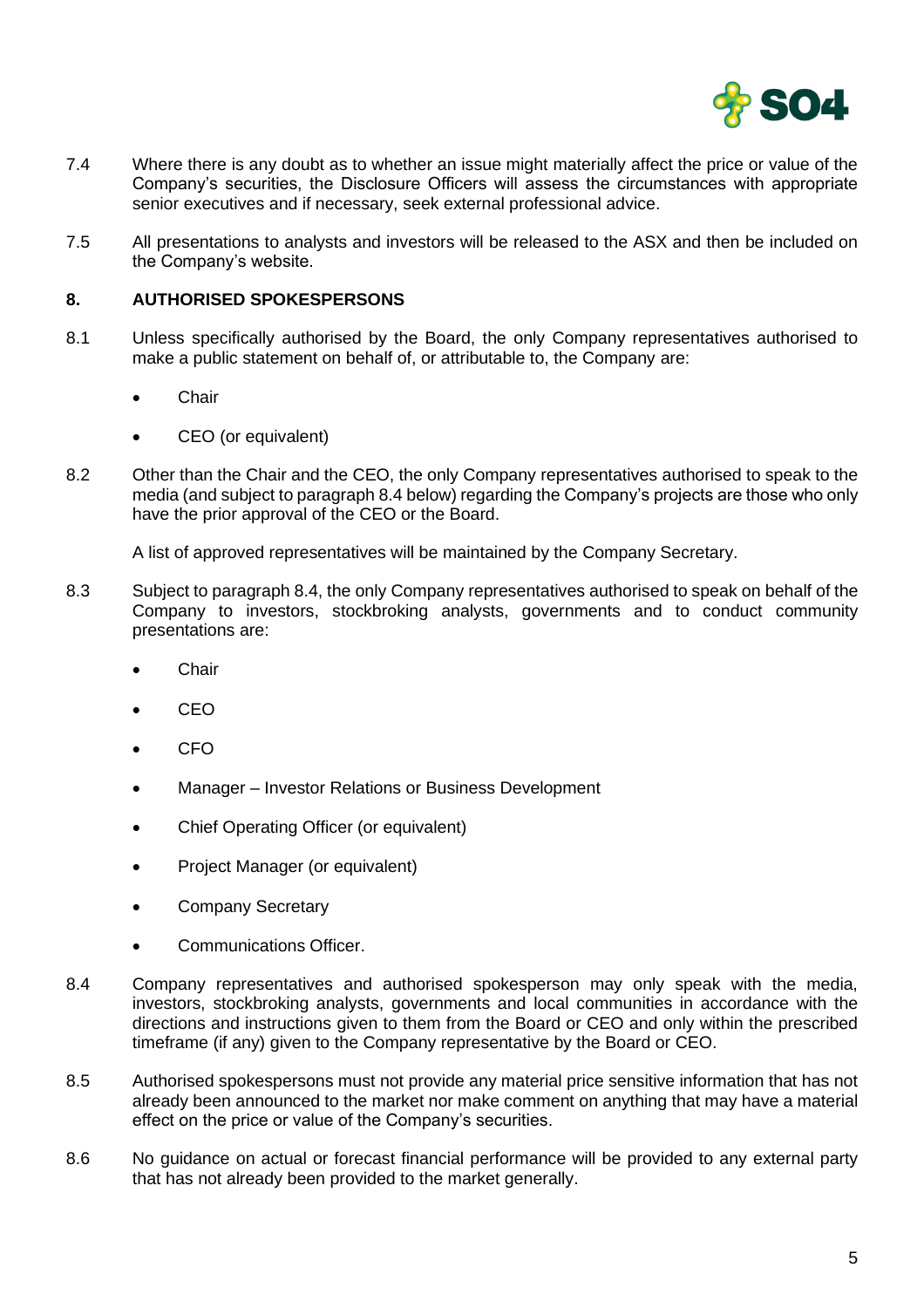7.4 Where there is any doubt as to whether an issue might materially affect the price or value of the Company's securities, the Disclosure Officers will assess the circumstances with appropriate senior executives and if necessary, seek external professional advice.

7.5 All presentations to analysts and investors will be released to the ASX and then be included on the Company's website.

## 8. AUTHORISED SPOKESPERSONS

8.1 Unless specifically authorised by the Board, the only Company representatives authorised to make a public statement on behalf of, or attributable to, the Company are:

- Chair
- CEO (or equivalent)

8.2 Other than the Chair and the CEO, the only Company representatives authorised to speak to the media (and subject to paragraph 8.4 below) regarding the Company's projects are those who only have the prior approval of the CEO or the Board.

A list of approved representatives will be maintained by the Company Secretary.

8.3 Subject to paragraph 8.4, the only Company representatives authorised to speak on behalf of the Company to investors, stockbroking analysts, governments and to conduct community presentations are:

- Chair
- CEO
- CFO
- Manager – Investor Relations or Business Development
- Chief Operating Officer (or equivalent)
- Project Manager (or equivalent)
- Company Secretary
- Communications Officer.

8.4 Company representatives and authorised spokesperson may only speak with the media, investors, stockbroking analysts, governments and local communities in accordance with the directions and instructions given to them from the Board or CEO and only within the prescribed timeframe (if any) given to the Company representative by the Board or CEO.

8.5 Authorised spokespersons must not provide any material price sensitive information that has not already been announced to the market nor make comment on anything that may have a material effect on the price or value of the Company's securities.

8.6 No guidance on actual or forecast financial performance will be provided to any external party that has not already been provided to the market generally.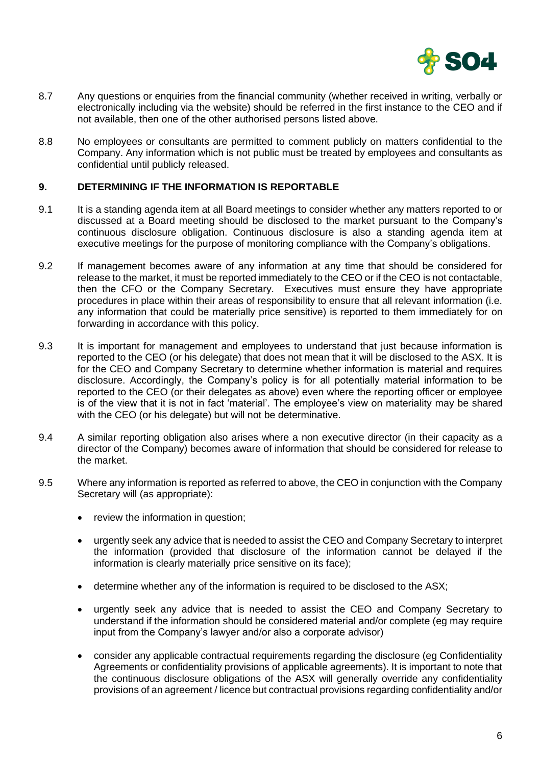8.7 Any questions or enquiries from the financial community (whether received in writing, verbally or electronically including via the website) should be referred in the first instance to the CEO and if not available, then one of the other authorised persons listed above.

8.8 No employees or consultants are permitted to comment publicly on matters confidential to the Company. Any information which is not public must be treated by employees and consultants as confidential until publicly released.

## 9. DETERMINING IF THE INFORMATION IS REPORTABLE

9.1 It is a standing agenda item at all Board meetings to consider whether any matters reported to or discussed at a Board meeting should be disclosed to the market pursuant to the Company's continuous disclosure obligation. Continuous disclosure is also a standing agenda item at executive meetings for the purpose of monitoring compliance with the Company's obligations.

9.2 If management becomes aware of any information at any time that should be considered for release to the market, it must be reported immediately to the CEO or if the CEO is not contactable, then the CFO or the Company Secretary. Executives must ensure they have appropriate procedures in place within their areas of responsibility to ensure that all relevant information (i.e. any information that could be materially price sensitive) is reported to them immediately for on forwarding in accordance with this policy.

9.3 It is important for management and employees to understand that just because information is reported to the CEO (or his delegate) that does not mean that it will be disclosed to the ASX. It is for the CEO and Company Secretary to determine whether information is material and requires disclosure. Accordingly, the Company's policy is for all potentially material information to be reported to the CEO (or their delegates as above) even where the reporting officer or employee is of the view that it is not in fact 'material'. The employee's view on materiality may be shared with the CEO (or his delegate) but will not be determinative.

9.4 A similar reporting obligation also arises where a non executive director (in their capacity as a director of the Company) becomes aware of information that should be considered for release to the market.

9.5 Where any information is reported as referred to above, the CEO in conjunction with the Company Secretary will (as appropriate):

- review the information in question;
- urgently seek any advice that is needed to assist the CEO and Company Secretary to interpret the information (provided that disclosure of the information cannot be delayed if the information is clearly materially price sensitive on its face);
- determine whether any of the information is required to be disclosed to the ASX;
- urgently seek any advice that is needed to assist the CEO and Company Secretary to understand if the information should be considered material and/or complete (eg may require input from the Company's lawyer and/or also a corporate advisor)
- consider any applicable contractual requirements regarding the disclosure (eg Confidentiality Agreements or confidentiality provisions of applicable agreements). It is important to note that the continuous disclosure obligations of the ASX will generally override any confidentiality provisions of an agreement / licence but contractual provisions regarding confidentiality and/or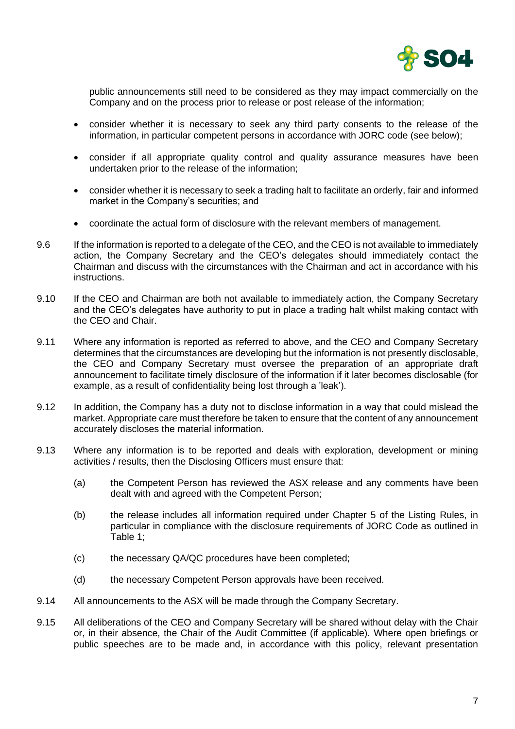public announcements still need to be considered as they may impact commercially on the Company and on the process prior to release or post release of the information;

- consider whether it is necessary to seek any third party consents to the release of the information, in particular competent persons in accordance with JORC code (see below);
- consider if all appropriate quality control and quality assurance measures have been undertaken prior to the release of the information;
- consider whether it is necessary to seek a trading halt to facilitate an orderly, fair and informed market in the Company's securities; and
- coordinate the actual form of disclosure with the relevant members of management.

9.6 If the information is reported to a delegate of the CEO, and the CEO is not available to immediately action, the Company Secretary and the CEO's delegates should immediately contact the Chairman and discuss with the circumstances with the Chairman and act in accordance with his instructions.

9.10 If the CEO and Chairman are both not available to immediately action, the Company Secretary and the CEO's delegates have authority to put in place a trading halt whilst making contact with the CEO and Chair.

9.11 Where any information is reported as referred to above, and the CEO and Company Secretary determines that the circumstances are developing but the information is not presently disclosable, the CEO and Company Secretary must oversee the preparation of an appropriate draft announcement to facilitate timely disclosure of the information if it later becomes disclosable (for example, as a result of confidentiality being lost through a 'leak').

9.12 In addition, the Company has a duty not to disclose information in a way that could mislead the market. Appropriate care must therefore be taken to ensure that the content of any announcement accurately discloses the material information.

9.13 Where any information is to be reported and deals with exploration, development or mining activities / results, then the Disclosing Officers must ensure that:

(a) the Competent Person has reviewed the ASX release and any comments have been dealt with and agreed with the Competent Person;

(b) the release includes all information required under Chapter 5 of the Listing Rules, in particular in compliance with the disclosure requirements of JORC Code as outlined in Table 1;

(c) the necessary QA/QC procedures have been completed;

(d) the necessary Competent Person approvals have been received.

9.14 All announcements to the ASX will be made through the Company Secretary.

9.15 All deliberations of the CEO and Company Secretary will be shared without delay with the Chair or, in their absence, the Chair of the Audit Committee (if applicable). Where open briefings or public speeches are to be made and, in accordance with this policy, relevant presentation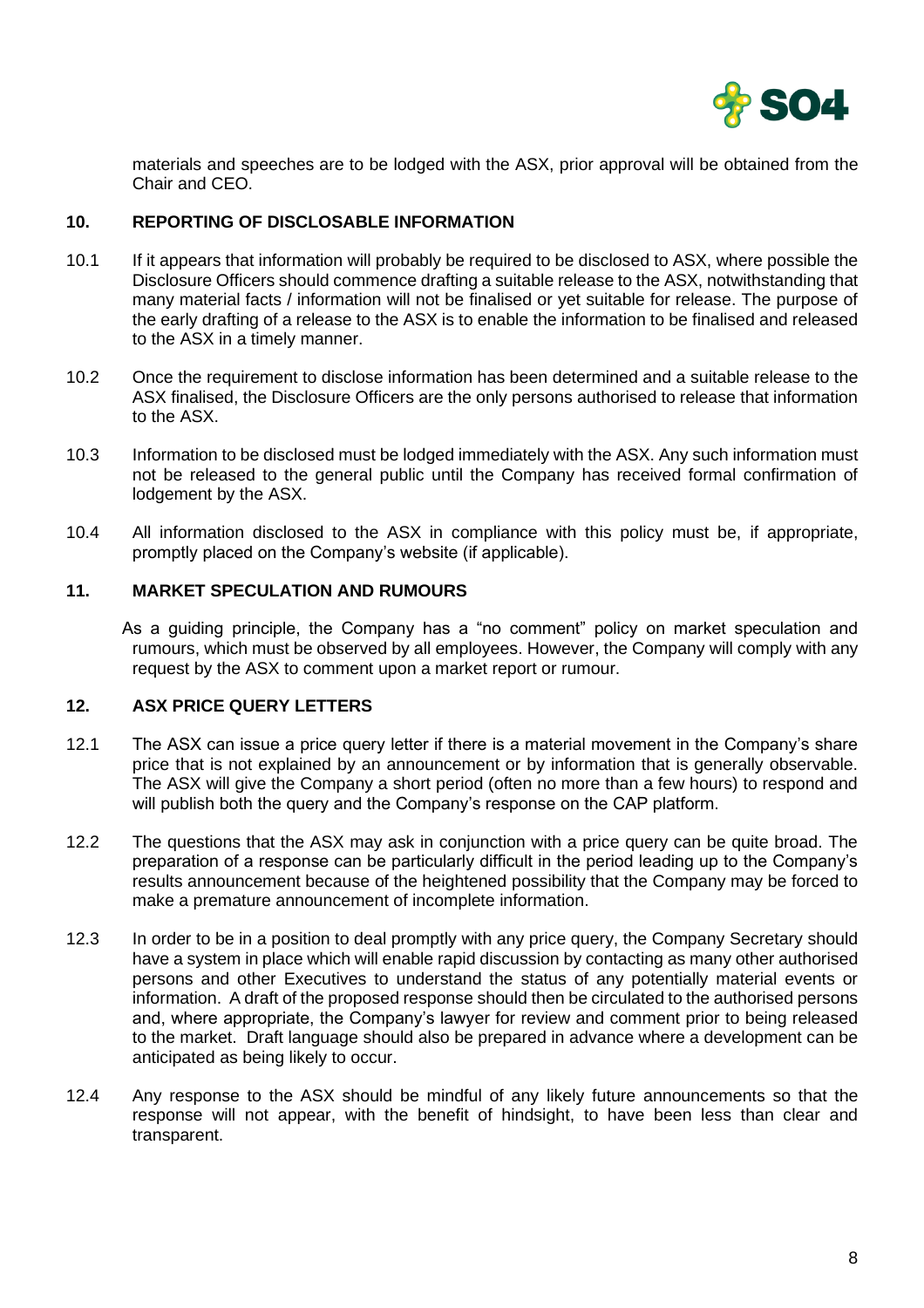materials and speeches are to be lodged with the ASX, prior approval will be obtained from the Chair and CEO.

## 10. REPORTING OF DISCLOSABLE INFORMATION

10.1 If it appears that information will probably be required to be disclosed to ASX, where possible the Disclosure Officers should commence drafting a suitable release to the ASX, notwithstanding that many material facts / information will not be finalised or yet suitable for release. The purpose of the early drafting of a release to the ASX is to enable the information to be finalised and released to the ASX in a timely manner.

10.2 Once the requirement to disclose information has been determined and a suitable release to the ASX finalised, the Disclosure Officers are the only persons authorised to release that information to the ASX.

10.3 Information to be disclosed must be lodged immediately with the ASX. Any such information must not be released to the general public until the Company has received formal confirmation of lodgement by the ASX.

10.4 All information disclosed to the ASX in compliance with this policy must be, if appropriate, promptly placed on the Company's website (if applicable).

## 11. MARKET SPECULATION AND RUMOURS

As a guiding principle, the Company has a "no comment" policy on market speculation and rumours, which must be observed by all employees. However, the Company will comply with any request by the ASX to comment upon a market report or rumour.

## 12. ASX PRICE QUERY LETTERS

12.1 The ASX can issue a price query letter if there is a material movement in the Company's share price that is not explained by an announcement or by information that is generally observable. The ASX will give the Company a short period (often no more than a few hours) to respond and will publish both the query and the Company's response on the CAP platform.

12.2 The questions that the ASX may ask in conjunction with a price query can be quite broad. The preparation of a response can be particularly difficult in the period leading up to the Company's results announcement because of the heightened possibility that the Company may be forced to make a premature announcement of incomplete information.

12.3 In order to be in a position to deal promptly with any price query, the Company Secretary should have a system in place which will enable rapid discussion by contacting as many other authorised persons and other Executives to understand the status of any potentially material events or information. A draft of the proposed response should then be circulated to the authorised persons and, where appropriate, the Company's lawyer for review and comment prior to being released to the market. Draft language should also be prepared in advance where a development can be anticipated as being likely to occur.

12.4 Any response to the ASX should be mindful of any likely future announcements so that the response will not appear, with the benefit of hindsight, to have been less than clear and transparent.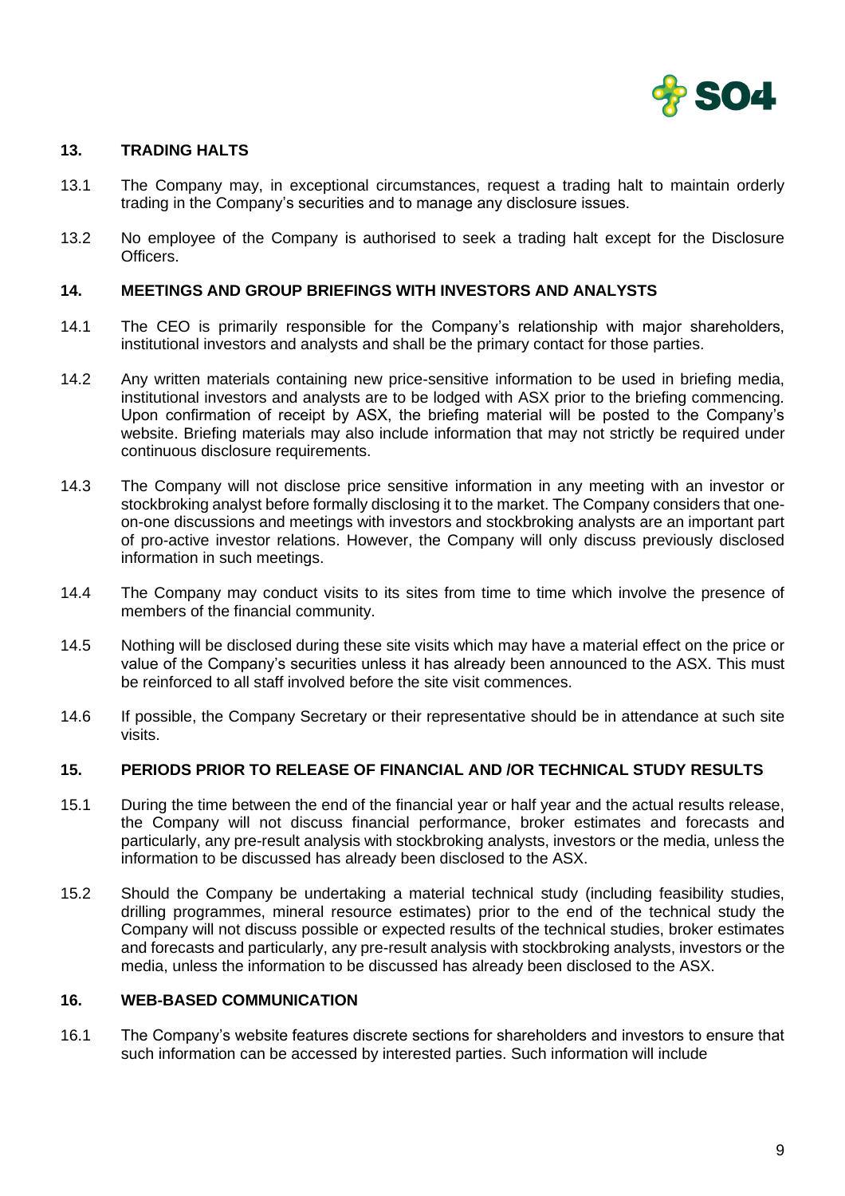## 13. TRADING HALTS

13.1 The Company may, in exceptional circumstances, request a trading halt to maintain orderly trading in the Company's securities and to manage any disclosure issues.

13.2 No employee of the Company is authorised to seek a trading halt except for the Disclosure Officers.

## 14. MEETINGS AND GROUP BRIEFINGS WITH INVESTORS AND ANALYSTS

14.1 The CEO is primarily responsible for the Company's relationship with major shareholders, institutional investors and analysts and shall be the primary contact for those parties.

14.2 Any written materials containing new price-sensitive information to be used in briefing media, institutional investors and analysts are to be lodged with ASX prior to the briefing commencing. Upon confirmation of receipt by ASX, the briefing material will be posted to the Company's website. Briefing materials may also include information that may not strictly be required under continuous disclosure requirements.

14.3 The Company will not disclose price sensitive information in any meeting with an investor or stockbroking analyst before formally disclosing it to the market. The Company considers that one-on-one discussions and meetings with investors and stockbroking analysts are an important part of pro-active investor relations. However, the Company will only discuss previously disclosed information in such meetings.

14.4 The Company may conduct visits to its sites from time to time which involve the presence of members of the financial community.

14.5 Nothing will be disclosed during these site visits which may have a material effect on the price or value of the Company's securities unless it has already been announced to the ASX. This must be reinforced to all staff involved before the site visit commences.

14.6 If possible, the Company Secretary or their representative should be in attendance at such site visits.

## 15. PERIODS PRIOR TO RELEASE OF FINANCIAL AND /OR TECHNICAL STUDY RESULTS

15.1 During the time between the end of the financial year or half year and the actual results release, the Company will not discuss financial performance, broker estimates and forecasts and particularly, any pre-result analysis with stockbroking analysts, investors or the media, unless the information to be discussed has already been disclosed to the ASX.

15.2 Should the Company be undertaking a material technical study (including feasibility studies, drilling programmes, mineral resource estimates) prior to the end of the technical study the Company will not discuss possible or expected results of the technical studies, broker estimates and forecasts and particularly, any pre-result analysis with stockbroking analysts, investors or the media, unless the information to be discussed has already been disclosed to the ASX.

## 16. WEB-BASED COMMUNICATION

16.1 The Company's website features discrete sections for shareholders and investors to ensure that such information can be accessed by interested parties. Such information will include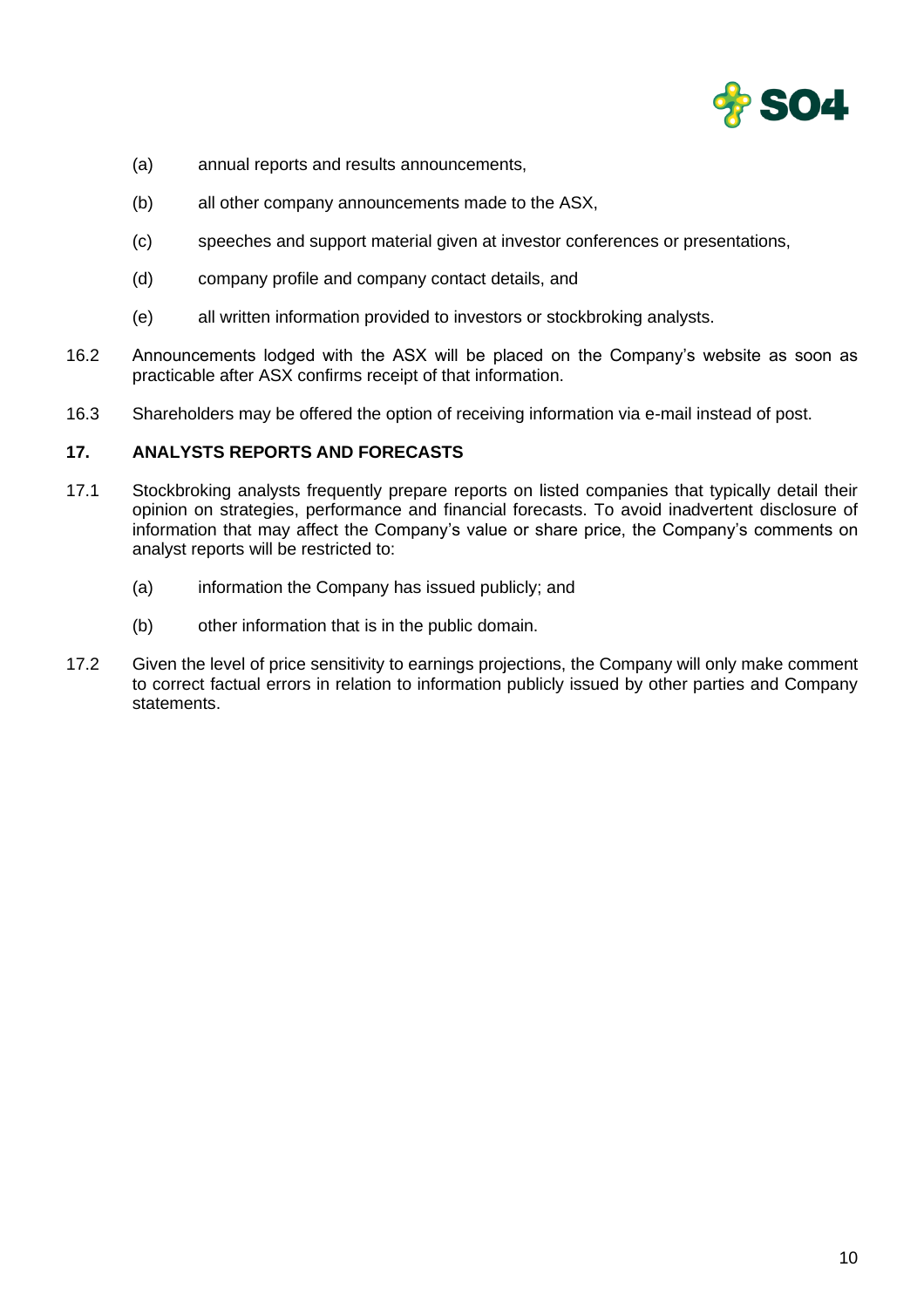(a) annual reports and results announcements,

(b) all other company announcements made to the ASX,

(c) speeches and support material given at investor conferences or presentations,

(d) company profile and company contact details, and

(e) all written information provided to investors or stockbroking analysts.

16.2 Announcements lodged with the ASX will be placed on the Company's website as soon as practicable after ASX confirms receipt of that information.

16.3 Shareholders may be offered the option of receiving information via e-mail instead of post.

## 17. ANALYSTS REPORTS AND FORECASTS

17.1 Stockbroking analysts frequently prepare reports on listed companies that typically detail their opinion on strategies, performance and financial forecasts. To avoid inadvertent disclosure of information that may affect the Company's value or share price, the Company's comments on analyst reports will be restricted to:

(a) information the Company has issued publicly; and

(b) other information that is in the public domain.

17.2 Given the level of price sensitivity to earnings projections, the Company will only make comment to correct factual errors in relation to information publicly issued by other parties and Company statements.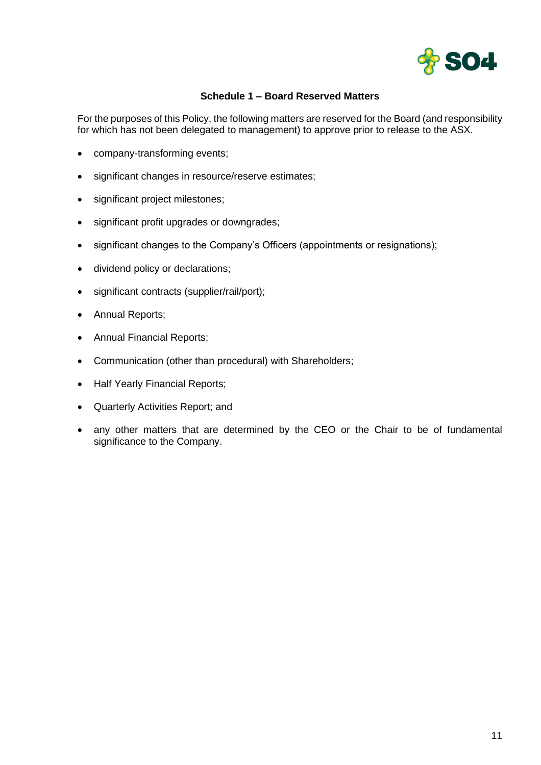## Schedule 1 – Board Reserved Matters

For the purposes of this Policy, the following matters are reserved for the Board (and responsibility for which has not been delegated to management) to approve prior to release to the ASX.

- company-transforming events;
- significant changes in resource/reserve estimates;
- significant project milestones;
- significant profit upgrades or downgrades;
- significant changes to the Company's Officers (appointments or resignations);
- dividend policy or declarations;
- significant contracts (supplier/rail/port);
- Annual Reports;
- Annual Financial Reports;
- Communication (other than procedural) with Shareholders;
- Half Yearly Financial Reports;
- Quarterly Activities Report; and
- any other matters that are determined by the CEO or the Chair to be of fundamental significance to the Company.